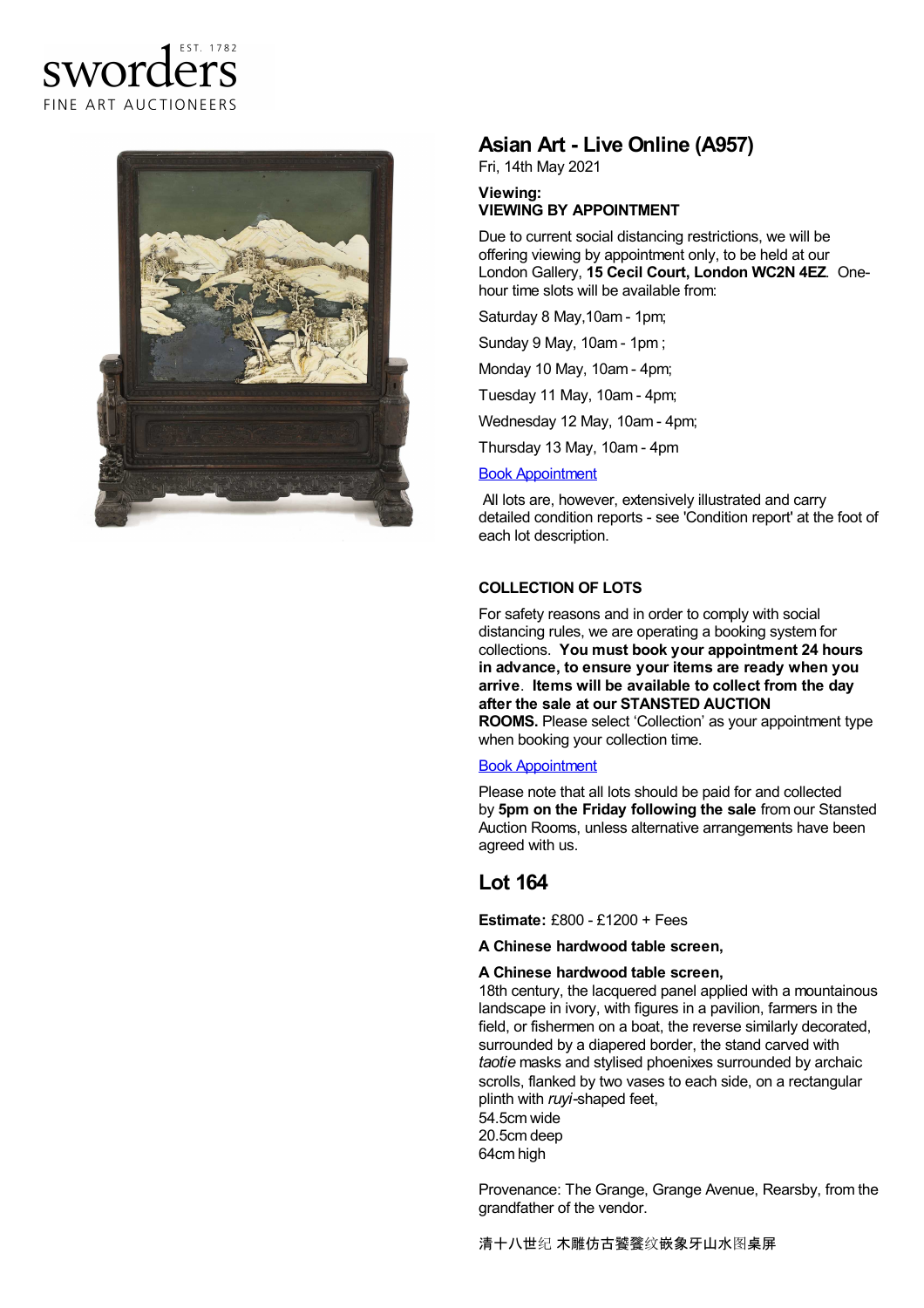sworders EST. 1782
FINE ART AUCTIONEERS

## Asian Art - Live Online (A957)

Fri, 14th May 2021

**Viewing:**
**VIEWING BY APPOINTMENT**

Due to current social distancing restrictions, we will be offering viewing by appointment only, to be held at our London Gallery, **15 Cecil Court, London WC2N 4EZ**. One-hour time slots will be available from:

Saturday 8 May,10am - 1pm;

Sunday 9 May, 10am - 1pm ;

Monday 10 May, 10am - 4pm;

Tuesday 11 May, 10am - 4pm;

Wednesday 12 May, 10am - 4pm;

Thursday 13 May, 10am - 4pm

Book Appointment

All lots are, however, extensively illustrated and carry detailed condition reports - see 'Condition report' at the foot of each lot description.

**COLLECTION OF LOTS**

For safety reasons and in order to comply with social distancing rules, we are operating a booking system for collections. **You must book your appointment 24 hours in advance, to ensure your items are ready when you arrive**. **Items will be available to collect from the day after the sale at our STANSTED AUCTION ROOMS.** Please select 'Collection' as your appointment type when booking your collection time.

Book Appointment

Please note that all lots should be paid for and collected by **5pm on the Friday following the sale** from our Stansted Auction Rooms, unless alternative arrangements have been agreed with us.

## Lot 164

**Estimate:** £800 - £1200 + Fees

**A Chinese hardwood table screen,**

**A Chinese hardwood table screen,**
18th century, the lacquered panel applied with a mountainous landscape in ivory, with figures in a pavilion, farmers in the field, or fishermen on a boat, the reverse similarly decorated, surrounded by a diapered border, the stand carved with *taotie* masks and stylised phoenixes surrounded by archaic scrolls, flanked by two vases to each side, on a rectangular plinth with *ruyi*-shaped feet,
54.5cm wide
20.5cm deep
64cm high

Provenance: The Grange, Grange Avenue, Rearsby, from the grandfather of the vendor.

清十八世纪 木雕仿古饕餮纹嵌象牙山水图桌屏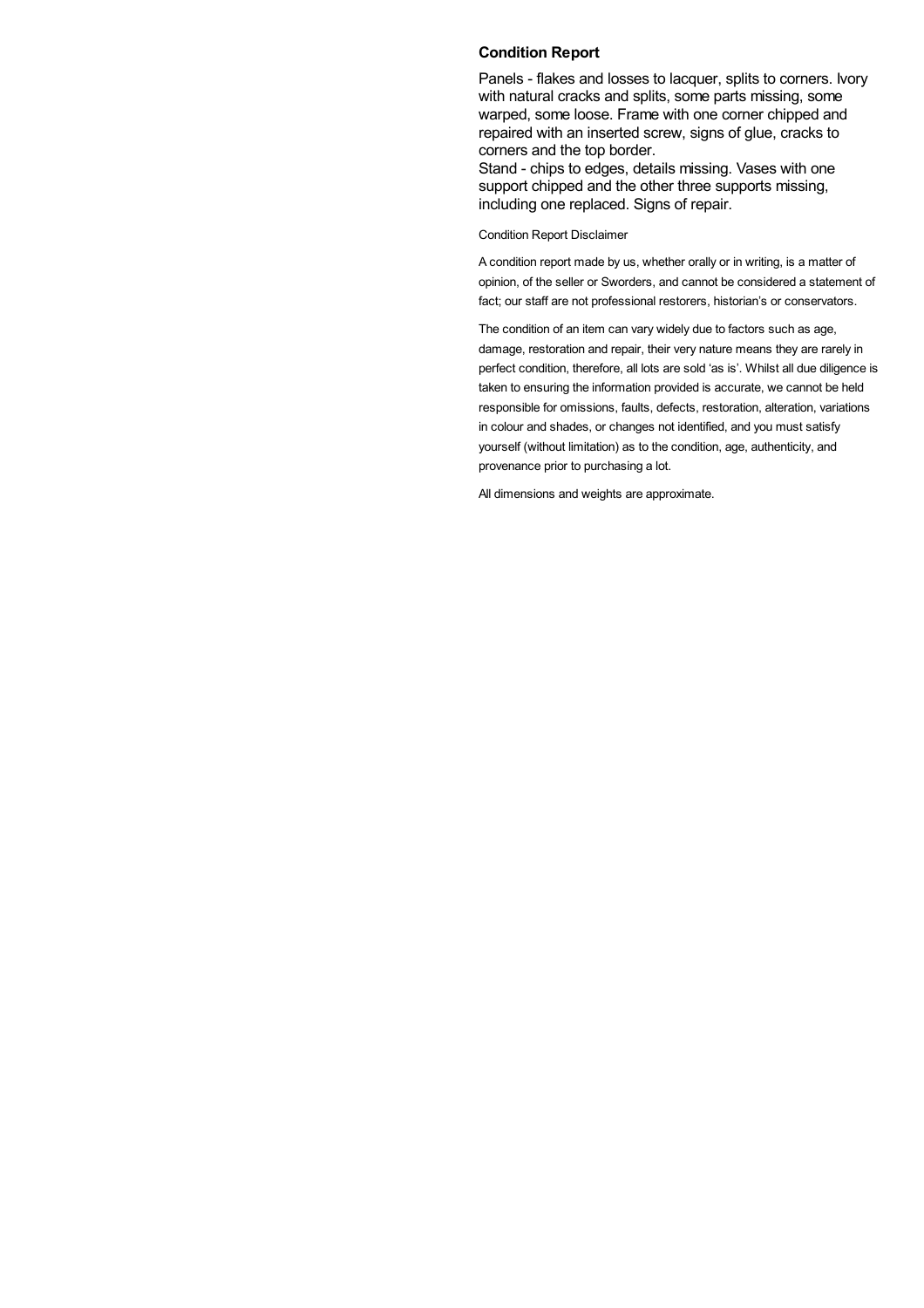## Condition Report

Panels - flakes and losses to lacquer, splits to corners. Ivory with natural cracks and splits, some parts missing, some warped, some loose. Frame with one corner chipped and repaired with an inserted screw, signs of glue, cracks to corners and the top border.
Stand - chips to edges, details missing. Vases with one support chipped and the other three supports missing, including one replaced. Signs of repair.

Condition Report Disclaimer

A condition report made by us, whether orally or in writing, is a matter of opinion, of the seller or Sworders, and cannot be considered a statement of fact; our staff are not professional restorers, historian's or conservators.

The condition of an item can vary widely due to factors such as age, damage, restoration and repair, their very nature means they are rarely in perfect condition, therefore, all lots are sold 'as is'. Whilst all due diligence is taken to ensuring the information provided is accurate, we cannot be held responsible for omissions, faults, defects, restoration, alteration, variations in colour and shades, or changes not identified, and you must satisfy yourself (without limitation) as to the condition, age, authenticity, and provenance prior to purchasing a lot.

All dimensions and weights are approximate.